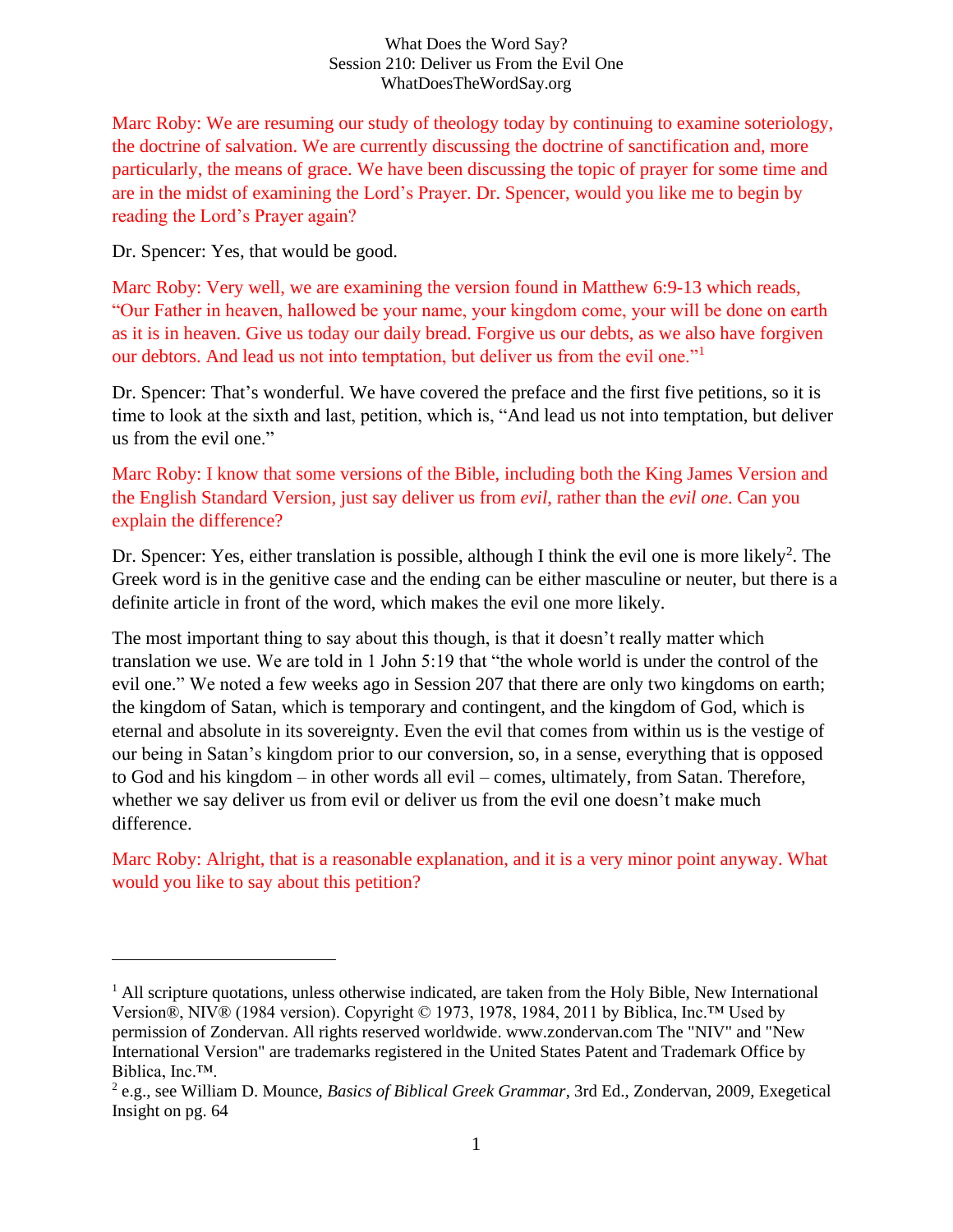What Does the Word Say?
Session 210: Deliver us From the Evil One
WhatDoesTheWordSay.org

Marc Roby: We are resuming our study of theology today by continuing to examine soteriology, the doctrine of salvation. We are currently discussing the doctrine of sanctification and, more particularly, the means of grace. We have been discussing the topic of prayer for some time and are in the midst of examining the Lord's Prayer. Dr. Spencer, would you like me to begin by reading the Lord's Prayer again?

Dr. Spencer: Yes, that would be good.

Marc Roby: Very well, we are examining the version found in Matthew 6:9-13 which reads, "Our Father in heaven, hallowed be your name, your kingdom come, your will be done on earth as it is in heaven. Give us today our daily bread. Forgive us our debts, as we also have forgiven our debtors. And lead us not into temptation, but deliver us from the evil one."[1]

Dr. Spencer: That's wonderful. We have covered the preface and the first five petitions, so it is time to look at the sixth and last, petition, which is, "And lead us not into temptation, but deliver us from the evil one."

Marc Roby: I know that some versions of the Bible, including both the King James Version and the English Standard Version, just say deliver us from *evil*, rather than the *evil one*. Can you explain the difference?

Dr. Spencer: Yes, either translation is possible, although I think the evil one is more likely[2]. The Greek word is in the genitive case and the ending can be either masculine or neuter, but there is a definite article in front of the word, which makes the evil one more likely.

The most important thing to say about this though, is that it doesn't really matter which translation we use. We are told in 1 John 5:19 that "the whole world is under the control of the evil one." We noted a few weeks ago in Session 207 that there are only two kingdoms on earth; the kingdom of Satan, which is temporary and contingent, and the kingdom of God, which is eternal and absolute in its sovereignty. Even the evil that comes from within us is the vestige of our being in Satan's kingdom prior to our conversion, so, in a sense, everything that is opposed to God and his kingdom – in other words all evil – comes, ultimately, from Satan. Therefore, whether we say deliver us from evil or deliver us from the evil one doesn't make much difference.

Marc Roby: Alright, that is a reasonable explanation, and it is a very minor point anyway. What would you like to say about this petition?

---

[1] All scripture quotations, unless otherwise indicated, are taken from the Holy Bible, New International Version®, NIV® (1984 version). Copyright © 1973, 1978, 1984, 2011 by Biblica, Inc.™ Used by permission of Zondervan. All rights reserved worldwide. www.zondervan.com The "NIV" and "New International Version" are trademarks registered in the United States Patent and Trademark Office by Biblica, Inc.™.

[2] e.g., see William D. Mounce, *Basics of Biblical Greek Grammar*, 3rd Ed., Zondervan, 2009, Exegetical Insight on pg. 64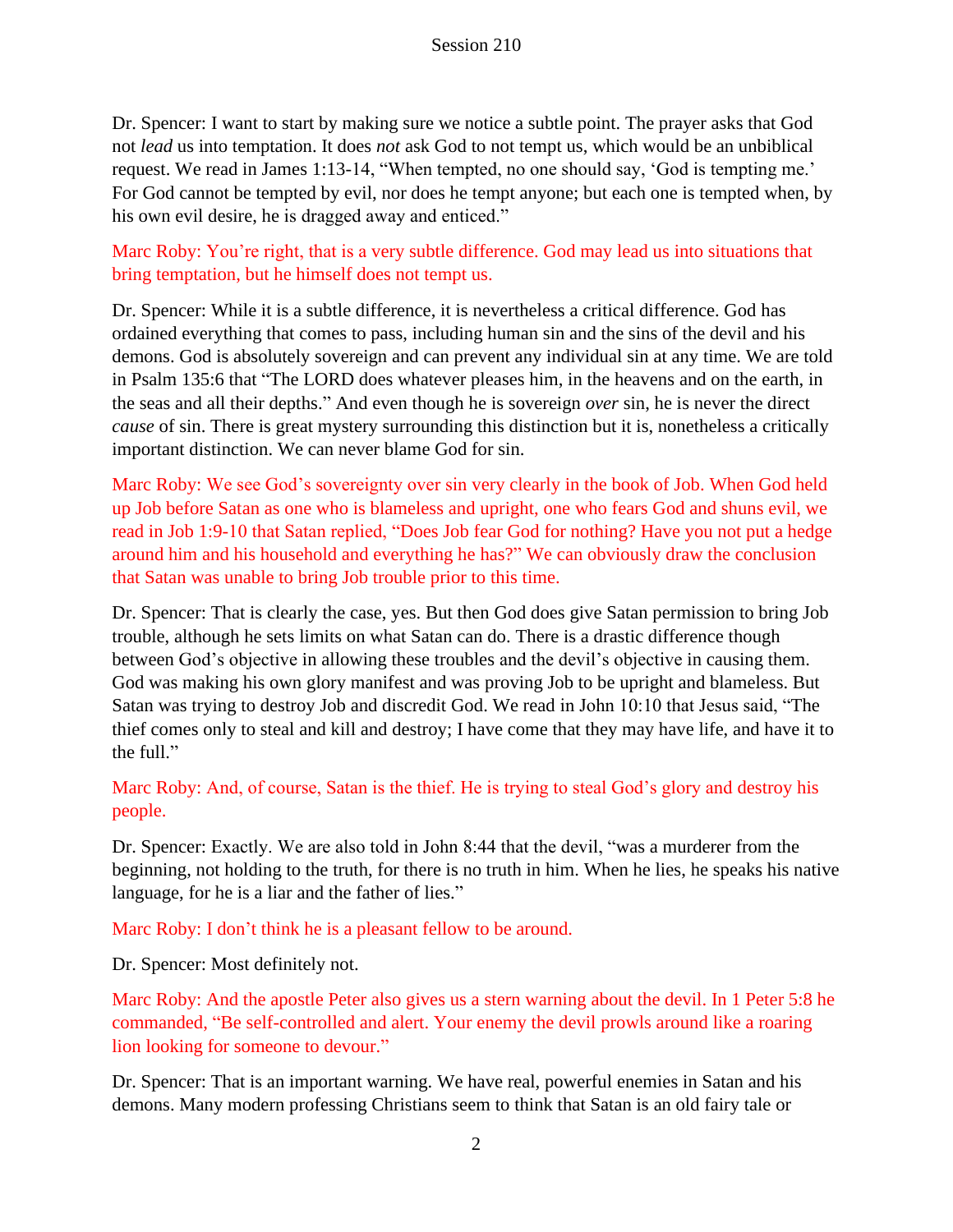Dr. Spencer: I want to start by making sure we notice a subtle point. The prayer asks that God not *lead* us into temptation. It does *not* ask God to not tempt us, which would be an unbiblical request. We read in James 1:13-14, "When tempted, no one should say, 'God is tempting me.' For God cannot be tempted by evil, nor does he tempt anyone; but each one is tempted when, by his own evil desire, he is dragged away and enticed."

Marc Roby: You're right, that is a very subtle difference. God may lead us into situations that bring temptation, but he himself does not tempt us.

Dr. Spencer: While it is a subtle difference, it is nevertheless a critical difference. God has ordained everything that comes to pass, including human sin and the sins of the devil and his demons. God is absolutely sovereign and can prevent any individual sin at any time. We are told in Psalm 135:6 that "The LORD does whatever pleases him, in the heavens and on the earth, in the seas and all their depths." And even though he is sovereign *over* sin, he is never the direct *cause* of sin. There is great mystery surrounding this distinction but it is, nonetheless a critically important distinction. We can never blame God for sin.

Marc Roby: We see God's sovereignty over sin very clearly in the book of Job. When God held up Job before Satan as one who is blameless and upright, one who fears God and shuns evil, we read in Job 1:9-10 that Satan replied, "Does Job fear God for nothing? Have you not put a hedge around him and his household and everything he has?" We can obviously draw the conclusion that Satan was unable to bring Job trouble prior to this time.

Dr. Spencer: That is clearly the case, yes. But then God does give Satan permission to bring Job trouble, although he sets limits on what Satan can do. There is a drastic difference though between God's objective in allowing these troubles and the devil's objective in causing them. God was making his own glory manifest and was proving Job to be upright and blameless. But Satan was trying to destroy Job and discredit God. We read in John 10:10 that Jesus said, "The thief comes only to steal and kill and destroy; I have come that they may have life, and have it to the full."

Marc Roby: And, of course, Satan is the thief. He is trying to steal God's glory and destroy his people.

Dr. Spencer: Exactly. We are also told in John 8:44 that the devil, "was a murderer from the beginning, not holding to the truth, for there is no truth in him. When he lies, he speaks his native language, for he is a liar and the father of lies."

Marc Roby: I don't think he is a pleasant fellow to be around.

Dr. Spencer: Most definitely not.

Marc Roby: And the apostle Peter also gives us a stern warning about the devil. In 1 Peter 5:8 he commanded, "Be self-controlled and alert. Your enemy the devil prowls around like a roaring lion looking for someone to devour."

Dr. Spencer: That is an important warning. We have real, powerful enemies in Satan and his demons. Many modern professing Christians seem to think that Satan is an old fairy tale or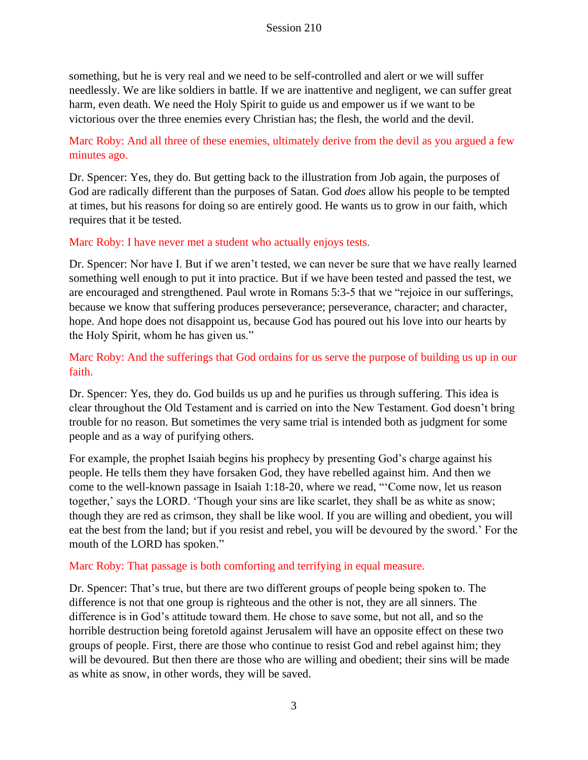something, but he is very real and we need to be self-controlled and alert or we will suffer needlessly. We are like soldiers in battle. If we are inattentive and negligent, we can suffer great harm, even death. We need the Holy Spirit to guide us and empower us if we want to be victorious over the three enemies every Christian has; the flesh, the world and the devil.

Marc Roby: And all three of these enemies, ultimately derive from the devil as you argued a few minutes ago.

Dr. Spencer: Yes, they do. But getting back to the illustration from Job again, the purposes of God are radically different than the purposes of Satan. God *does* allow his people to be tempted at times, but his reasons for doing so are entirely good. He wants us to grow in our faith, which requires that it be tested.

Marc Roby: I have never met a student who actually enjoys tests.

Dr. Spencer: Nor have I. But if we aren't tested, we can never be sure that we have really learned something well enough to put it into practice. But if we have been tested and passed the test, we are encouraged and strengthened. Paul wrote in Romans 5:3-5 that we "rejoice in our sufferings, because we know that suffering produces perseverance; perseverance, character; and character, hope. And hope does not disappoint us, because God has poured out his love into our hearts by the Holy Spirit, whom he has given us."

Marc Roby: And the sufferings that God ordains for us serve the purpose of building us up in our faith.

Dr. Spencer: Yes, they do. God builds us up and he purifies us through suffering. This idea is clear throughout the Old Testament and is carried on into the New Testament. God doesn't bring trouble for no reason. But sometimes the very same trial is intended both as judgment for some people and as a way of purifying others.

For example, the prophet Isaiah begins his prophecy by presenting God's charge against his people. He tells them they have forsaken God, they have rebelled against him. And then we come to the well-known passage in Isaiah 1:18-20, where we read, "'Come now, let us reason together,' says the LORD. 'Though your sins are like scarlet, they shall be as white as snow; though they are red as crimson, they shall be like wool. If you are willing and obedient, you will eat the best from the land; but if you resist and rebel, you will be devoured by the sword.' For the mouth of the LORD has spoken."

Marc Roby: That passage is both comforting and terrifying in equal measure.

Dr. Spencer: That's true, but there are two different groups of people being spoken to. The difference is not that one group is righteous and the other is not, they are all sinners. The difference is in God's attitude toward them. He chose to save some, but not all, and so the horrible destruction being foretold against Jerusalem will have an opposite effect on these two groups of people. First, there are those who continue to resist God and rebel against him; they will be devoured. But then there are those who are willing and obedient; their sins will be made as white as snow, in other words, they will be saved.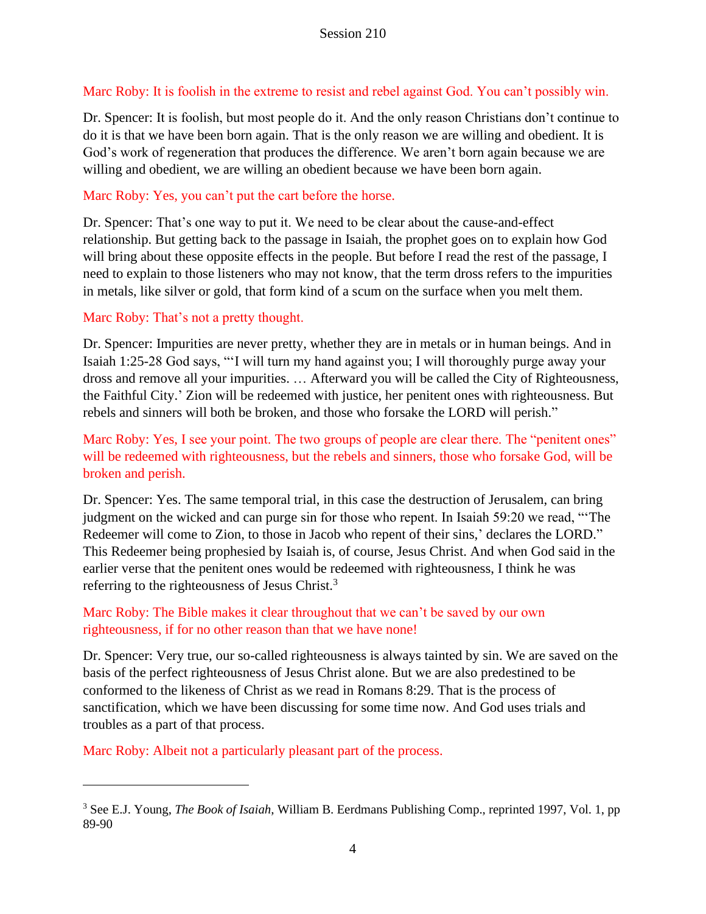Marc Roby: It is foolish in the extreme to resist and rebel against God. You can't possibly win.

Dr. Spencer: It is foolish, but most people do it. And the only reason Christians don't continue to do it is that we have been born again. That is the only reason we are willing and obedient. It is God's work of regeneration that produces the difference. We aren't born again because we are willing and obedient, we are willing an obedient because we have been born again.

Marc Roby: Yes, you can't put the cart before the horse.

Dr. Spencer: That's one way to put it. We need to be clear about the cause-and-effect relationship. But getting back to the passage in Isaiah, the prophet goes on to explain how God will bring about these opposite effects in the people. But before I read the rest of the passage, I need to explain to those listeners who may not know, that the term dross refers to the impurities in metals, like silver or gold, that form kind of a scum on the surface when you melt them.

Marc Roby: That's not a pretty thought.

Dr. Spencer: Impurities are never pretty, whether they are in metals or in human beings. And in Isaiah 1:25-28 God says, "'I will turn my hand against you; I will thoroughly purge away your dross and remove all your impurities. … Afterward you will be called the City of Righteousness, the Faithful City.' Zion will be redeemed with justice, her penitent ones with righteousness. But rebels and sinners will both be broken, and those who forsake the LORD will perish."

Marc Roby: Yes, I see your point. The two groups of people are clear there. The "penitent ones" will be redeemed with righteousness, but the rebels and sinners, those who forsake God, will be broken and perish.

Dr. Spencer: Yes. The same temporal trial, in this case the destruction of Jerusalem, can bring judgment on the wicked and can purge sin for those who repent. In Isaiah 59:20 we read, "'The Redeemer will come to Zion, to those in Jacob who repent of their sins,' declares the LORD." This Redeemer being prophesied by Isaiah is, of course, Jesus Christ. And when God said in the earlier verse that the penitent ones would be redeemed with righteousness, I think he was referring to the righteousness of Jesus Christ.[3]

Marc Roby: The Bible makes it clear throughout that we can't be saved by our own righteousness, if for no other reason than that we have none!

Dr. Spencer: Very true, our so-called righteousness is always tainted by sin. We are saved on the basis of the perfect righteousness of Jesus Christ alone. But we are also predestined to be conformed to the likeness of Christ as we read in Romans 8:29. That is the process of sanctification, which we have been discussing for some time now. And God uses trials and troubles as a part of that process.

Marc Roby: Albeit not a particularly pleasant part of the process.

---

[3] See E.J. Young, *The Book of Isaiah*, William B. Eerdmans Publishing Comp., reprinted 1997, Vol. 1, pp 89-90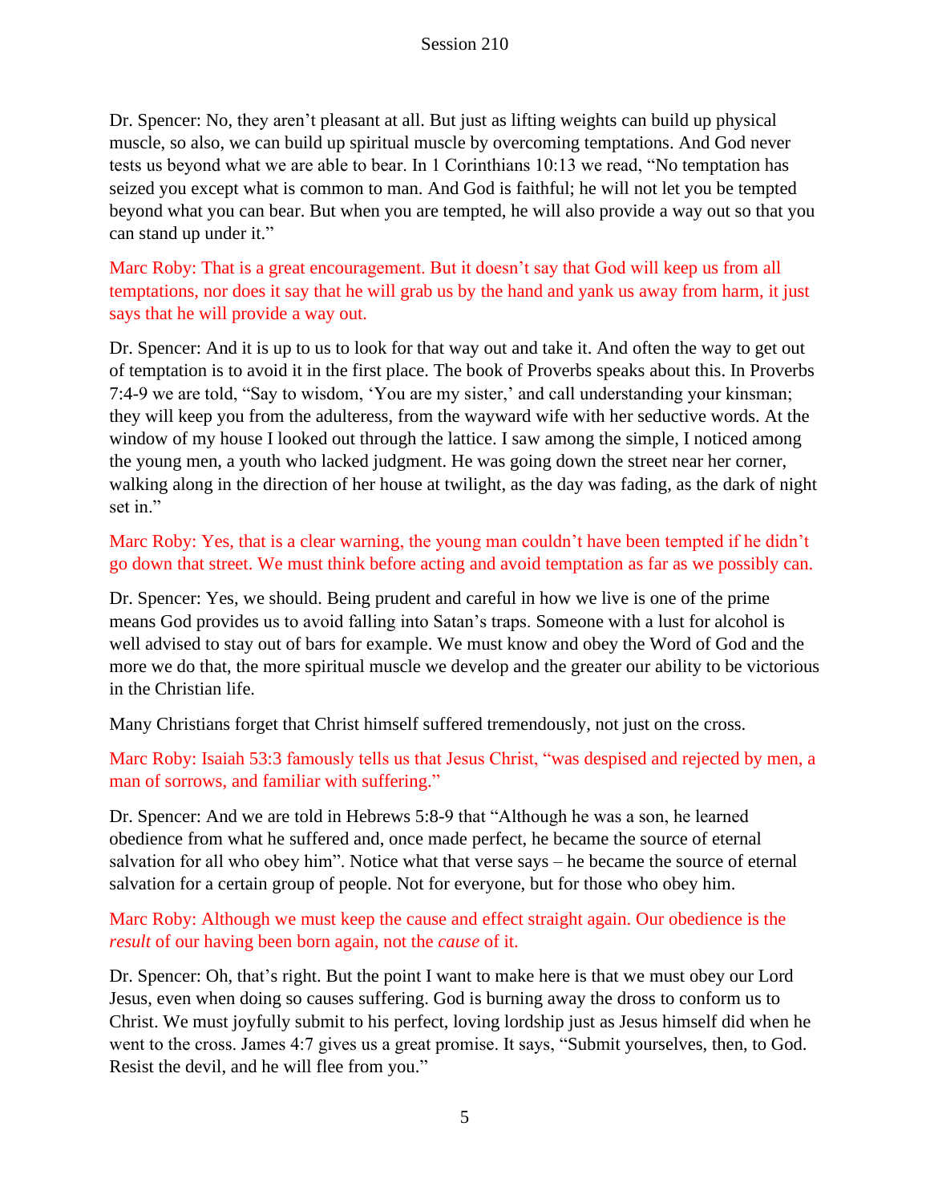Dr. Spencer: No, they aren't pleasant at all. But just as lifting weights can build up physical muscle, so also, we can build up spiritual muscle by overcoming temptations. And God never tests us beyond what we are able to bear. In 1 Corinthians 10:13 we read, "No temptation has seized you except what is common to man. And God is faithful; he will not let you be tempted beyond what you can bear. But when you are tempted, he will also provide a way out so that you can stand up under it."

Marc Roby: That is a great encouragement. But it doesn't say that God will keep us from all temptations, nor does it say that he will grab us by the hand and yank us away from harm, it just says that he will provide a way out.

Dr. Spencer: And it is up to us to look for that way out and take it. And often the way to get out of temptation is to avoid it in the first place. The book of Proverbs speaks about this. In Proverbs 7:4-9 we are told, "Say to wisdom, 'You are my sister,' and call understanding your kinsman; they will keep you from the adulteress, from the wayward wife with her seductive words. At the window of my house I looked out through the lattice. I saw among the simple, I noticed among the young men, a youth who lacked judgment. He was going down the street near her corner, walking along in the direction of her house at twilight, as the day was fading, as the dark of night set in."

Marc Roby: Yes, that is a clear warning, the young man couldn't have been tempted if he didn't go down that street. We must think before acting and avoid temptation as far as we possibly can.

Dr. Spencer: Yes, we should. Being prudent and careful in how we live is one of the prime means God provides us to avoid falling into Satan's traps. Someone with a lust for alcohol is well advised to stay out of bars for example. We must know and obey the Word of God and the more we do that, the more spiritual muscle we develop and the greater our ability to be victorious in the Christian life.

Many Christians forget that Christ himself suffered tremendously, not just on the cross.

Marc Roby: Isaiah 53:3 famously tells us that Jesus Christ, "was despised and rejected by men, a man of sorrows, and familiar with suffering."

Dr. Spencer: And we are told in Hebrews 5:8-9 that "Although he was a son, he learned obedience from what he suffered and, once made perfect, he became the source of eternal salvation for all who obey him". Notice what that verse says – he became the source of eternal salvation for a certain group of people. Not for everyone, but for those who obey him.

Marc Roby: Although we must keep the cause and effect straight again. Our obedience is the *result* of our having been born again, not the *cause* of it.

Dr. Spencer: Oh, that's right. But the point I want to make here is that we must obey our Lord Jesus, even when doing so causes suffering. God is burning away the dross to conform us to Christ. We must joyfully submit to his perfect, loving lordship just as Jesus himself did when he went to the cross. James 4:7 gives us a great promise. It says, "Submit yourselves, then, to God. Resist the devil, and he will flee from you."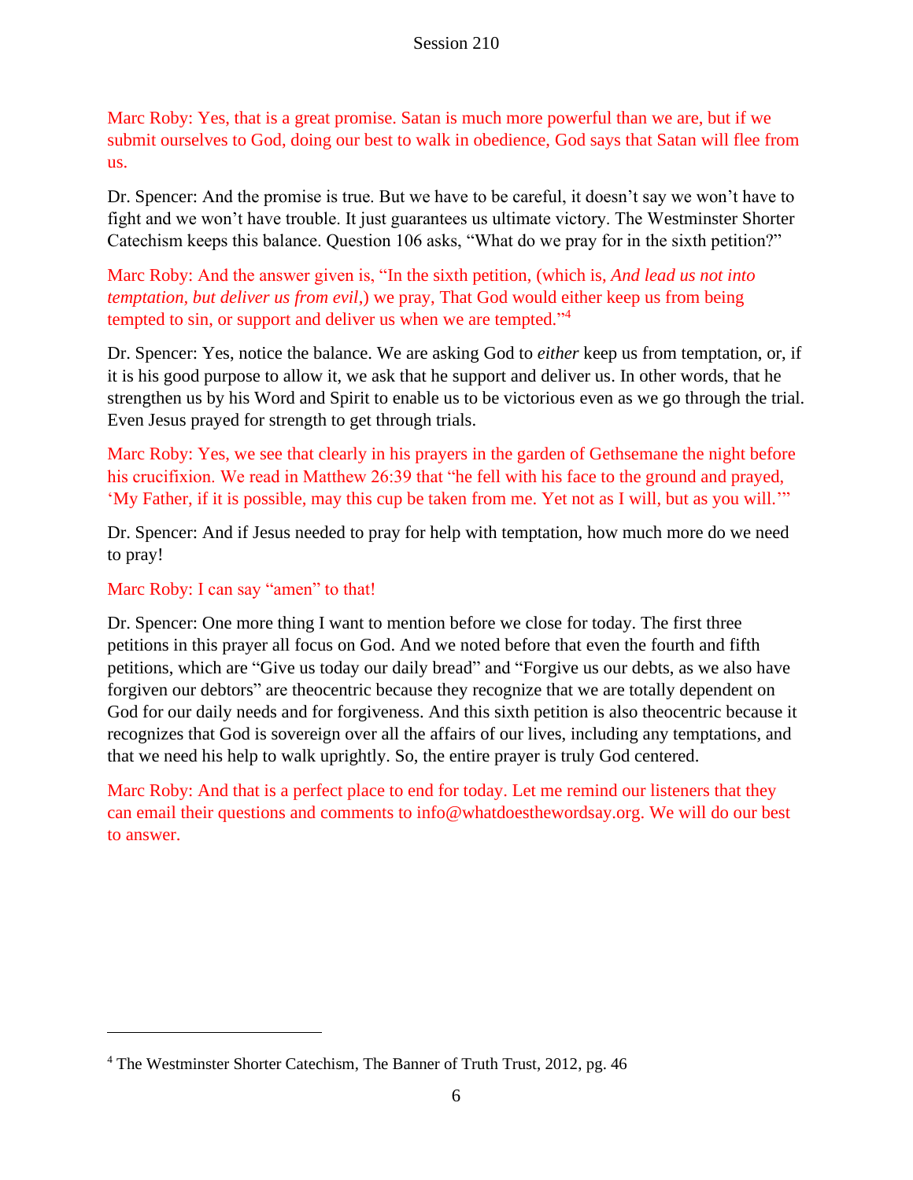Marc Roby: Yes, that is a great promise. Satan is much more powerful than we are, but if we submit ourselves to God, doing our best to walk in obedience, God says that Satan will flee from us.

Dr. Spencer: And the promise is true. But we have to be careful, it doesn't say we won't have to fight and we won't have trouble. It just guarantees us ultimate victory. The Westminster Shorter Catechism keeps this balance. Question 106 asks, "What do we pray for in the sixth petition?"

Marc Roby: And the answer given is, "In the sixth petition, (which is, *And lead us not into temptation, but deliver us from evil*,) we pray, That God would either keep us from being tempted to sin, or support and deliver us when we are tempted."[4]

Dr. Spencer: Yes, notice the balance. We are asking God to *either* keep us from temptation, or, if it is his good purpose to allow it, we ask that he support and deliver us. In other words, that he strengthen us by his Word and Spirit to enable us to be victorious even as we go through the trial. Even Jesus prayed for strength to get through trials.

Marc Roby: Yes, we see that clearly in his prayers in the garden of Gethsemane the night before his crucifixion. We read in Matthew 26:39 that "he fell with his face to the ground and prayed, 'My Father, if it is possible, may this cup be taken from me. Yet not as I will, but as you will.'"

Dr. Spencer: And if Jesus needed to pray for help with temptation, how much more do we need to pray!

Marc Roby: I can say "amen" to that!

Dr. Spencer: One more thing I want to mention before we close for today. The first three petitions in this prayer all focus on God. And we noted before that even the fourth and fifth petitions, which are "Give us today our daily bread" and "Forgive us our debts, as we also have forgiven our debtors" are theocentric because they recognize that we are totally dependent on God for our daily needs and for forgiveness. And this sixth petition is also theocentric because it recognizes that God is sovereign over all the affairs of our lives, including any temptations, and that we need his help to walk uprightly. So, the entire prayer is truly God centered.

Marc Roby: And that is a perfect place to end for today. Let me remind our listeners that they can email their questions and comments to info@whatdoesthewordsay.org. We will do our best to answer.

---

[4] The Westminster Shorter Catechism, The Banner of Truth Trust, 2012, pg. 46